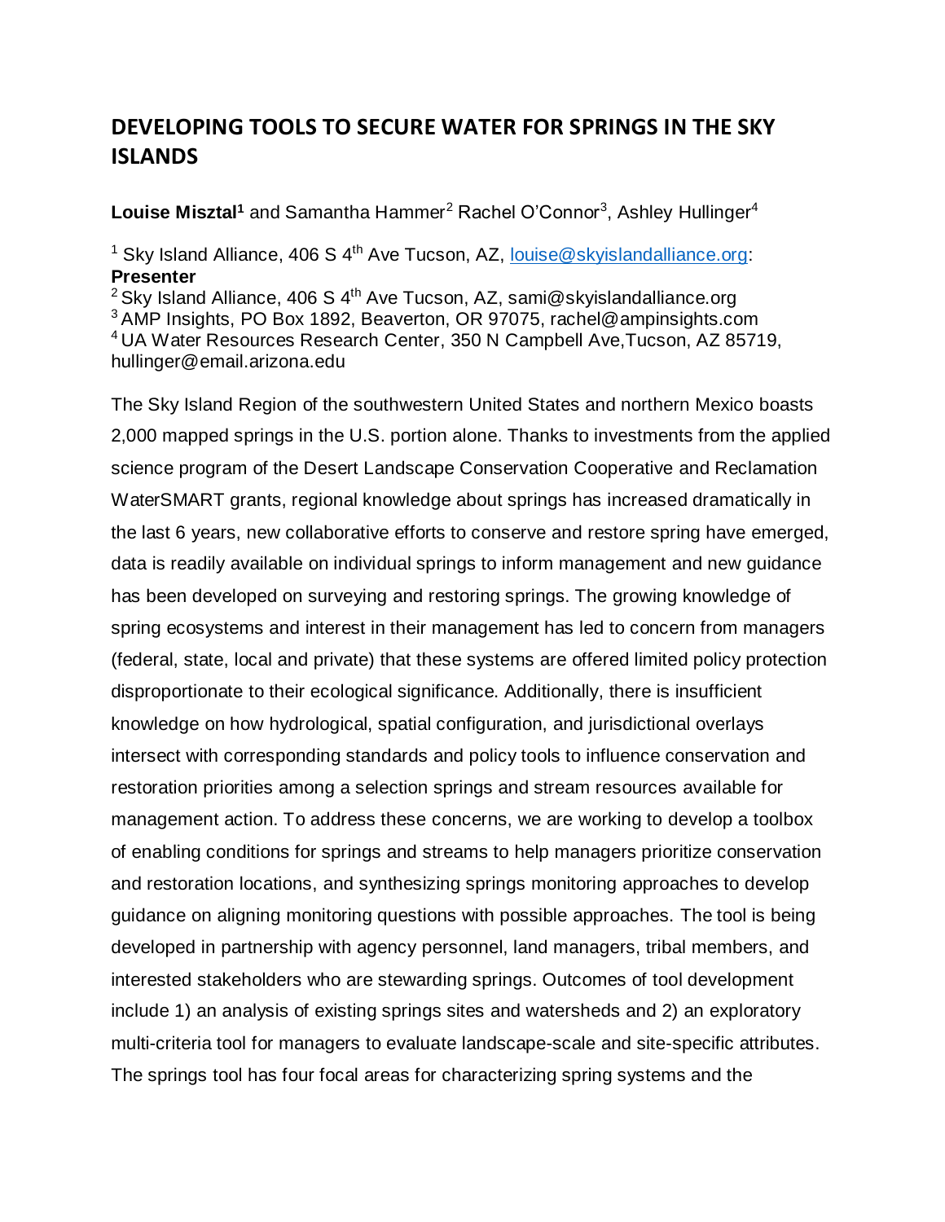# DEVELOPING TOOLS TO SECURE WATER FOR SPRINGS IN THE SKY ISLANDS

**Louise Misztal**[1] and Samantha Hammer[2] Rachel O'Connor[3], Ashley Hullinger[4]

[1] Sky Island Alliance, 406 S 4th Ave Tucson, AZ, louise@skyislandalliance.org: **Presenter**
[2] Sky Island Alliance, 406 S 4th Ave Tucson, AZ, sami@skyislandalliance.org
[3] AMP Insights, PO Box 1892, Beaverton, OR 97075, rachel@ampinsights.com
[4] UA Water Resources Research Center, 350 N Campbell Ave,Tucson, AZ 85719, hullinger@email.arizona.edu

The Sky Island Region of the southwestern United States and northern Mexico boasts 2,000 mapped springs in the U.S. portion alone. Thanks to investments from the applied science program of the Desert Landscape Conservation Cooperative and Reclamation WaterSMART grants, regional knowledge about springs has increased dramatically in the last 6 years, new collaborative efforts to conserve and restore spring have emerged, data is readily available on individual springs to inform management and new guidance has been developed on surveying and restoring springs. The growing knowledge of spring ecosystems and interest in their management has led to concern from managers (federal, state, local and private) that these systems are offered limited policy protection disproportionate to their ecological significance. Additionally, there is insufficient knowledge on how hydrological, spatial configuration, and jurisdictional overlays intersect with corresponding standards and policy tools to influence conservation and restoration priorities among a selection springs and stream resources available for management action. To address these concerns, we are working to develop a toolbox of enabling conditions for springs and streams to help managers prioritize conservation and restoration locations, and synthesizing springs monitoring approaches to develop guidance on aligning monitoring questions with possible approaches. The tool is being developed in partnership with agency personnel, land managers, tribal members, and interested stakeholders who are stewarding springs. Outcomes of tool development include 1) an analysis of existing springs sites and watersheds and 2) an exploratory multi-criteria tool for managers to evaluate landscape-scale and site-specific attributes. The springs tool has four focal areas for characterizing spring systems and the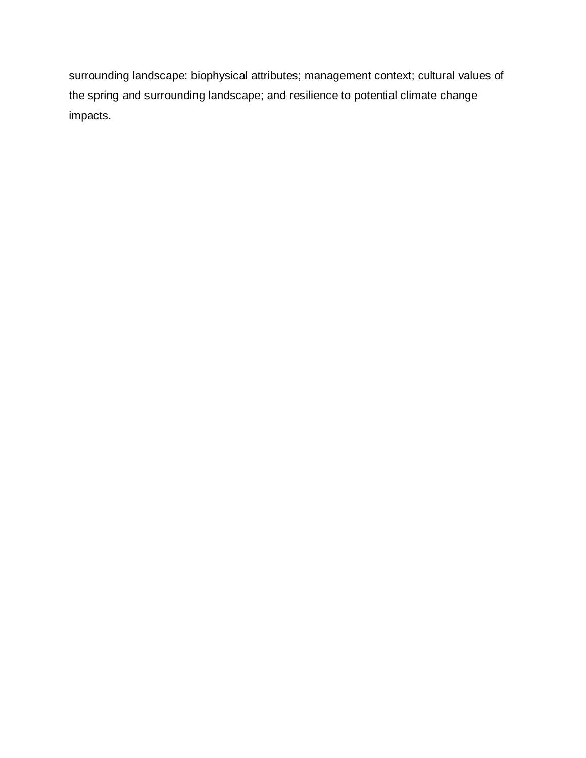surrounding landscape: biophysical attributes; management context; cultural values of the spring and surrounding landscape; and resilience to potential climate change impacts.